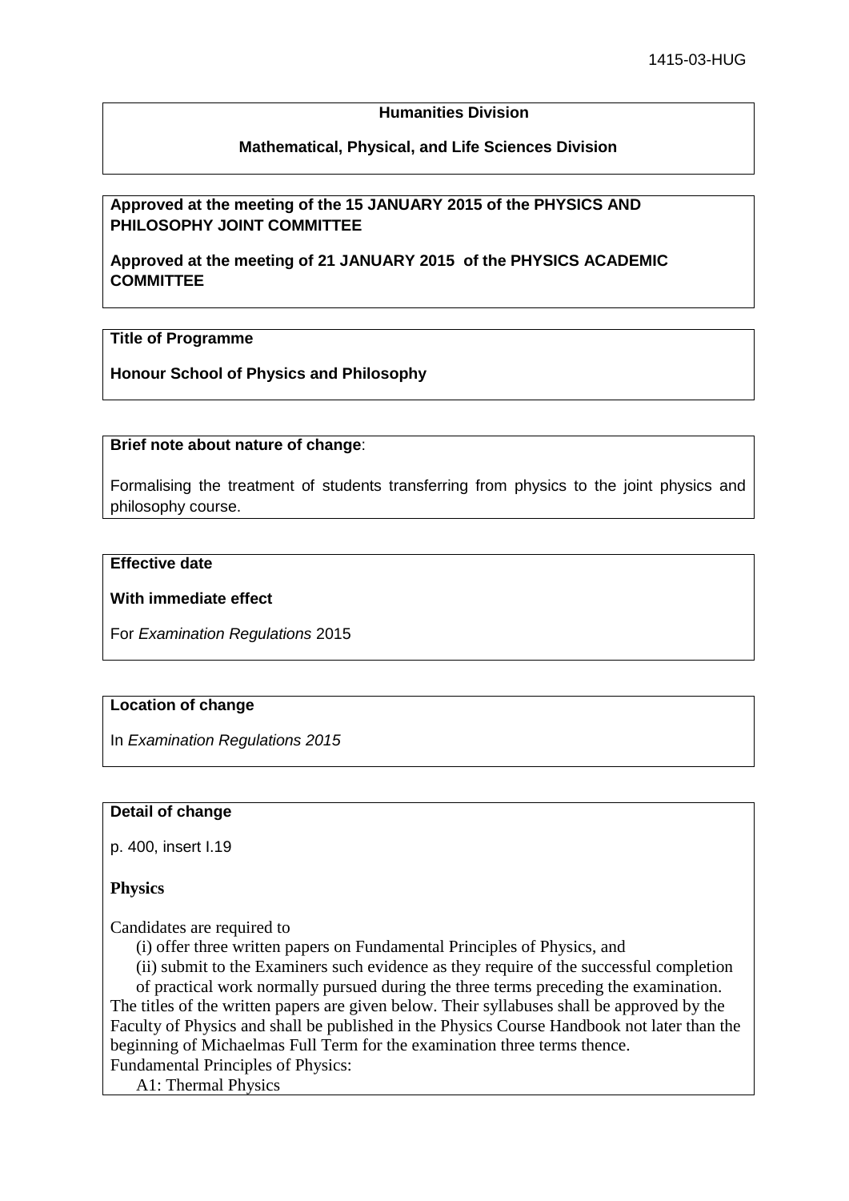1415-03-HUG

**Humanities Division**

**Mathematical, Physical, and Life Sciences Division**

**Approved at the meeting of the 15 JANUARY 2015 of the PHYSICS AND PHILOSOPHY JOINT COMMITTEE**

**Approved at the meeting of 21 JANUARY 2015 of the PHYSICS ACADEMIC COMMITTEE**

**Title of Programme**

**Honour School of Physics and Philosophy**

**Brief note about nature of change**:

Formalising the treatment of students transferring from physics to the joint physics and philosophy course.

**Effective date**

**With immediate effect**

For *Examination Regulations* 2015

**Location of change**

In *Examination Regulations 2015*

**Detail of change**

p. 400, insert I.19

**Physics**

Candidates are required to

(i) offer three written papers on Fundamental Principles of Physics, and

(ii) submit to the Examiners such evidence as they require of the successful completion of practical work normally pursued during the three terms preceding the examination.

The titles of the written papers are given below. Their syllabuses shall be approved by the Faculty of Physics and shall be published in the Physics Course Handbook not later than the beginning of Michaelmas Full Term for the examination three terms thence.

Fundamental Principles of Physics:

A1: Thermal Physics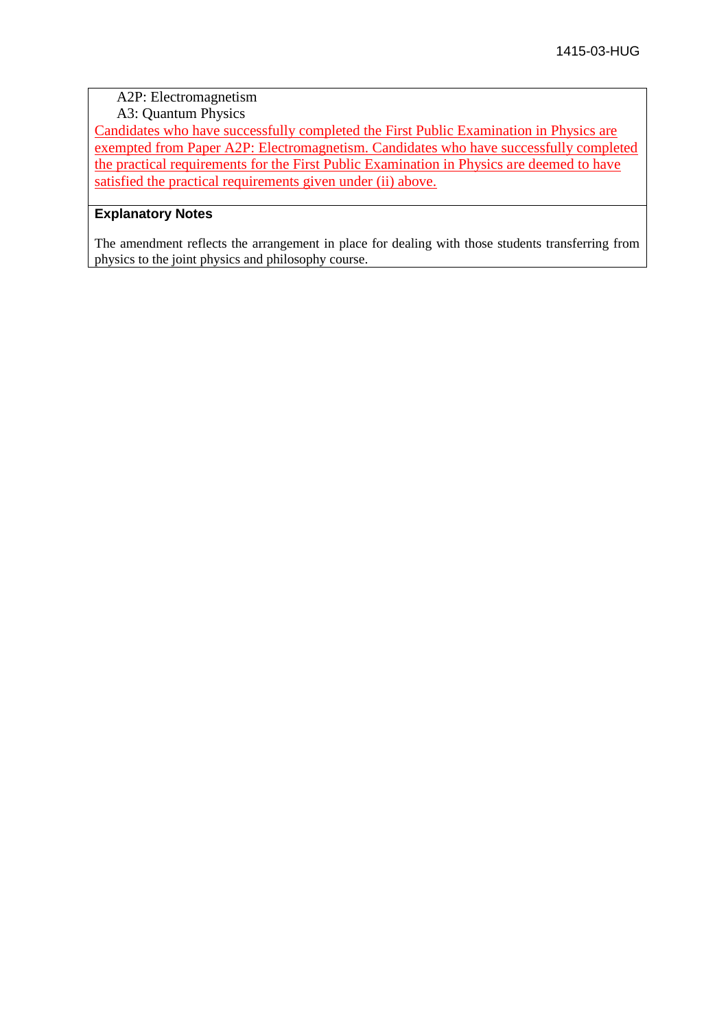A2P: Electromagnetism

A3: Quantum Physics

Candidates who have successfully completed the First Public Examination in Physics are exempted from Paper A2P: Electromagnetism. Candidates who have successfully completed the practical requirements for the First Public Examination in Physics are deemed to have satisfied the practical requirements given under (ii) above.

**Explanatory Notes**

The amendment reflects the arrangement in place for dealing with those students transferring from physics to the joint physics and philosophy course.